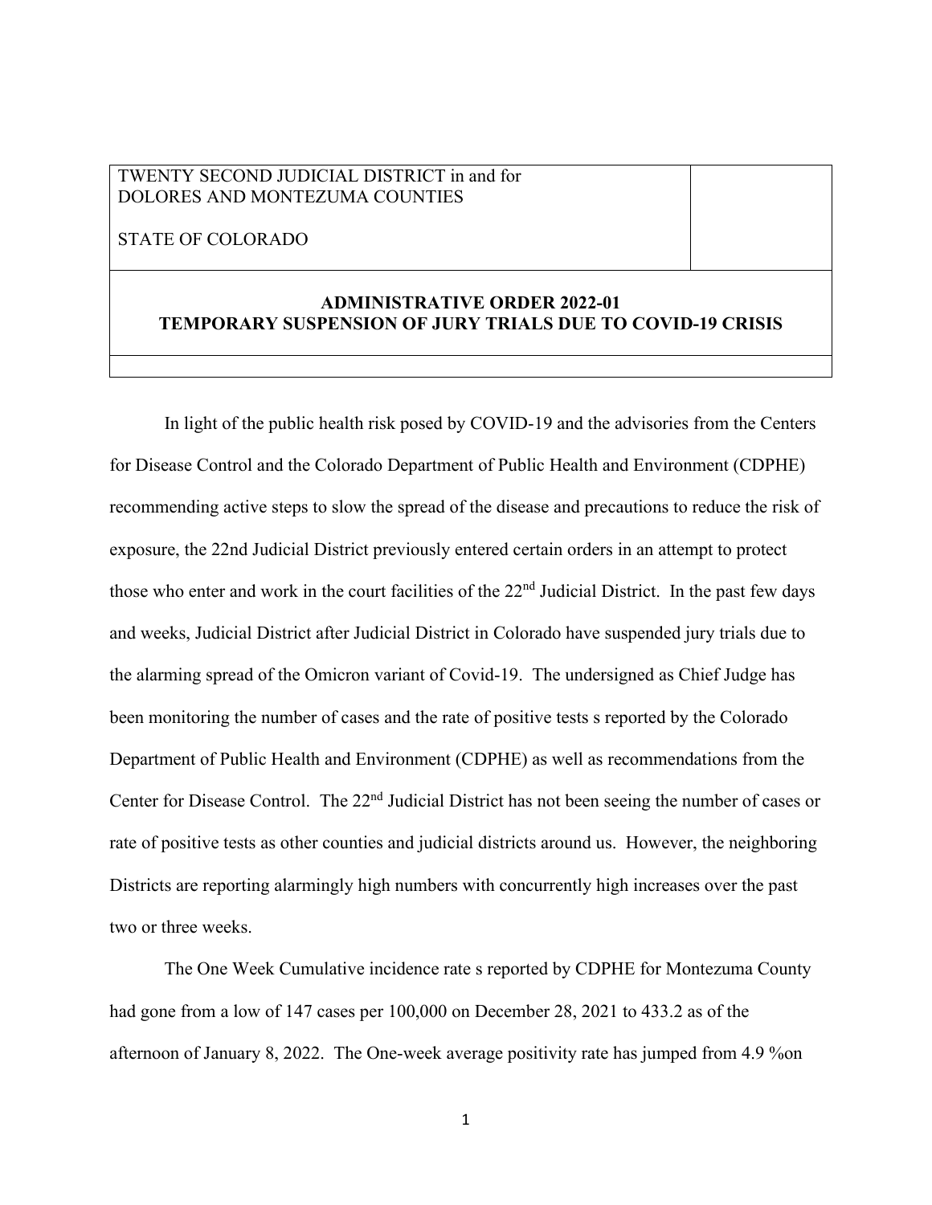TWENTY SECOND JUDICIAL DISTRICT in and for
DOLORES AND MONTEZUMA COUNTIES

STATE OF COLORADO

**ADMINISTRATIVE ORDER 2022-01**
**TEMPORARY SUSPENSION OF JURY TRIALS DUE TO COVID-19 CRISIS**

In light of the public health risk posed by COVID-19 and the advisories from the Centers for Disease Control and the Colorado Department of Public Health and Environment (CDPHE) recommending active steps to slow the spread of the disease and precautions to reduce the risk of exposure, the 22nd Judicial District previously entered certain orders in an attempt to protect those who enter and work in the court facilities of the 22nd Judicial District. In the past few days and weeks, Judicial District after Judicial District in Colorado have suspended jury trials due to the alarming spread of the Omicron variant of Covid-19. The undersigned as Chief Judge has been monitoring the number of cases and the rate of positive tests s reported by the Colorado Department of Public Health and Environment (CDPHE) as well as recommendations from the Center for Disease Control. The 22nd Judicial District has not been seeing the number of cases or rate of positive tests as other counties and judicial districts around us. However, the neighboring Districts are reporting alarmingly high numbers with concurrently high increases over the past two or three weeks.

The One Week Cumulative incidence rate s reported by CDPHE for Montezuma County had gone from a low of 147 cases per 100,000 on December 28, 2021 to 433.2 as of the afternoon of January 8, 2022. The One-week average positivity rate has jumped from 4.9 %on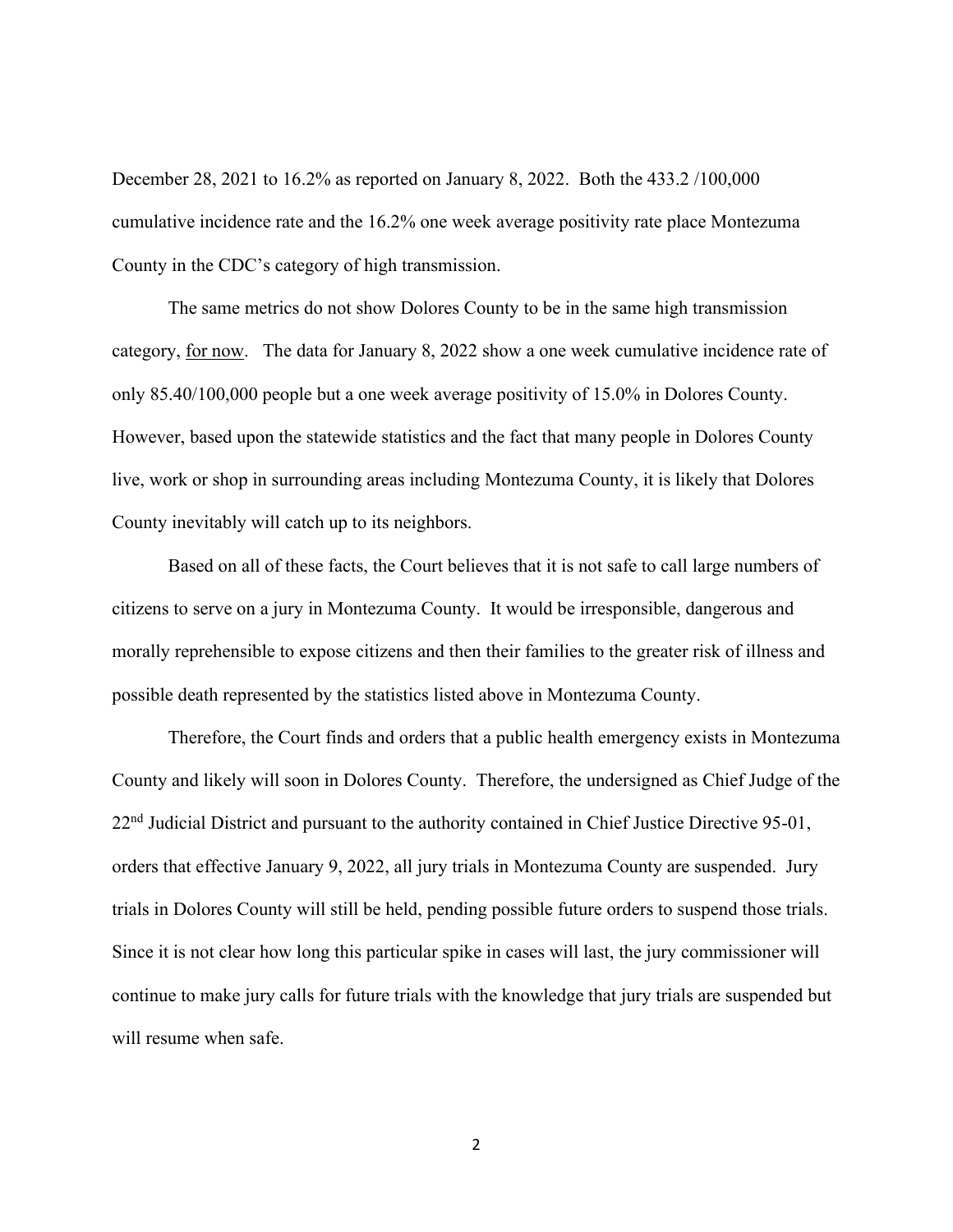December 28, 2021 to 16.2% as reported on January 8, 2022. Both the 433.2 /100,000 cumulative incidence rate and the 16.2% one week average positivity rate place Montezuma County in the CDC's category of high transmission.

The same metrics do not show Dolores County to be in the same high transmission category, <u>for now</u>. The data for January 8, 2022 show a one week cumulative incidence rate of only 85.40/100,000 people but a one week average positivity of 15.0% in Dolores County. However, based upon the statewide statistics and the fact that many people in Dolores County live, work or shop in surrounding areas including Montezuma County, it is likely that Dolores County inevitably will catch up to its neighbors.

Based on all of these facts, the Court believes that it is not safe to call large numbers of citizens to serve on a jury in Montezuma County. It would be irresponsible, dangerous and morally reprehensible to expose citizens and then their families to the greater risk of illness and possible death represented by the statistics listed above in Montezuma County.

Therefore, the Court finds and orders that a public health emergency exists in Montezuma County and likely will soon in Dolores County. Therefore, the undersigned as Chief Judge of the 22nd Judicial District and pursuant to the authority contained in Chief Justice Directive 95-01, orders that effective January 9, 2022, all jury trials in Montezuma County are suspended. Jury trials in Dolores County will still be held, pending possible future orders to suspend those trials. Since it is not clear how long this particular spike in cases will last, the jury commissioner will continue to make jury calls for future trials with the knowledge that jury trials are suspended but will resume when safe.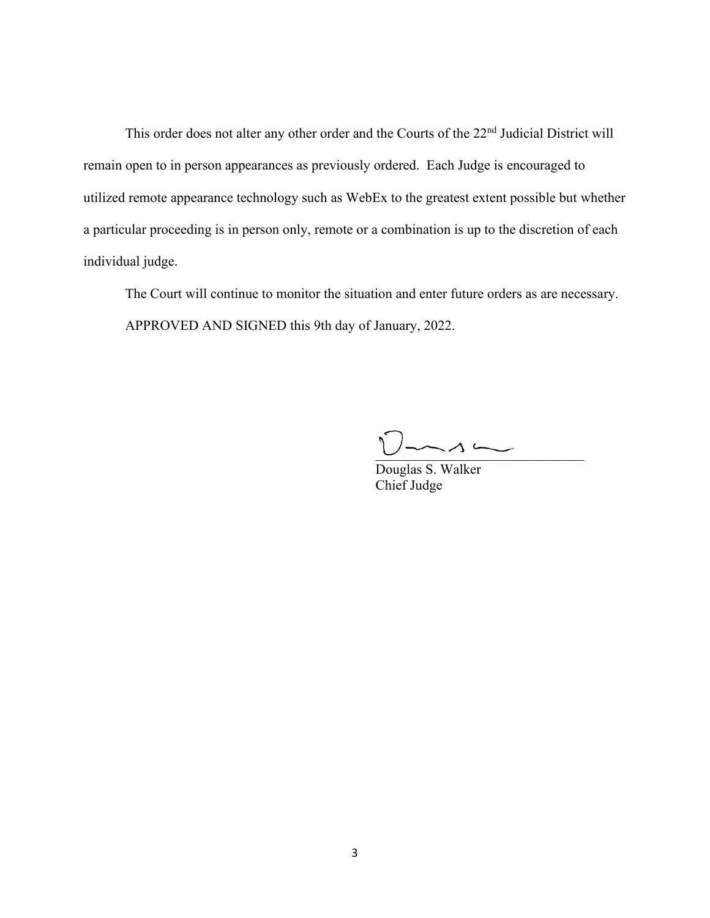This order does not alter any other order and the Courts of the 22nd Judicial District will remain open to in person appearances as previously ordered. Each Judge is encouraged to utilized remote appearance technology such as WebEx to the greatest extent possible but whether a particular proceeding is in person only, remote or a combination is up to the discretion of each individual judge.

The Court will continue to monitor the situation and enter future orders as are necessary.

APPROVED AND SIGNED this 9th day of January, 2022.

Douglas S. Walker
Chief Judge